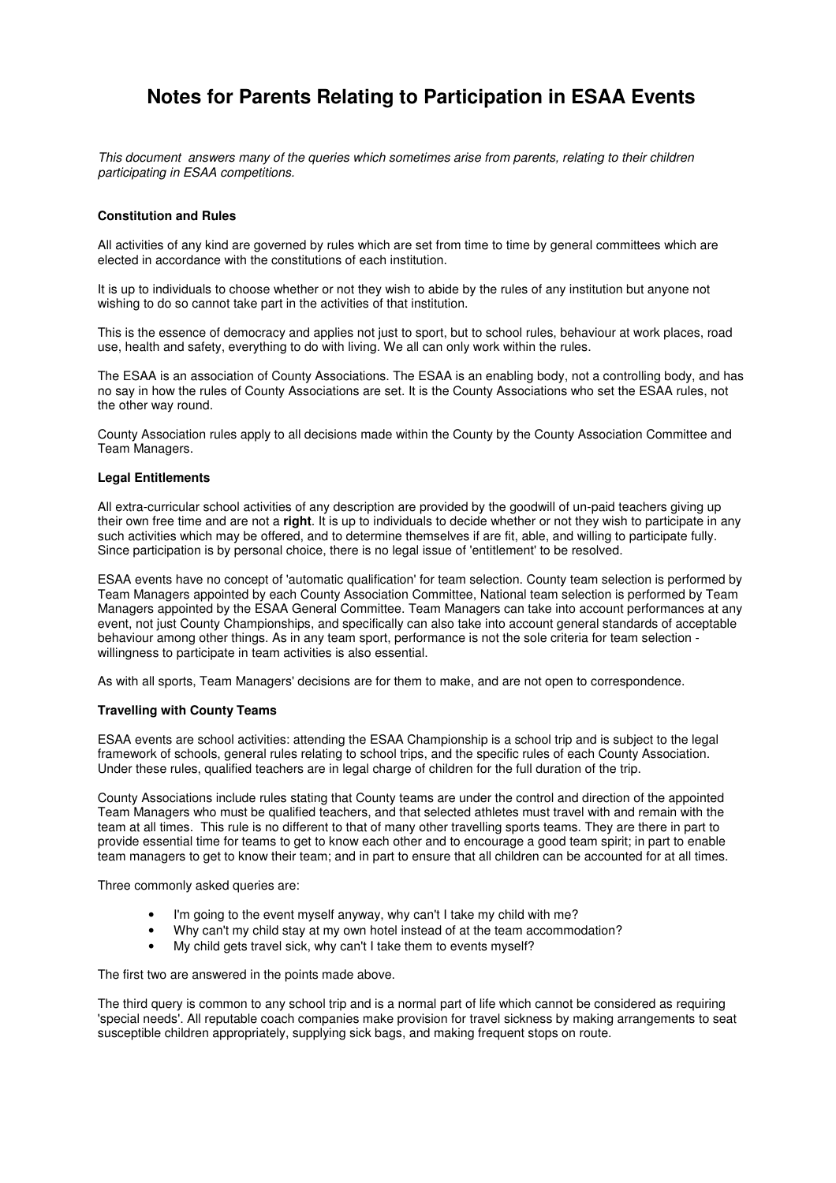# Notes for Parents Relating to Participation in ESAA Events

*This document answers many of the queries which sometimes arise from parents, relating to their children participating in ESAA competitions.*

### Constitution and Rules

All activities of any kind are governed by rules which are set from time to time by general committees which are elected in accordance with the constitutions of each institution.

It is up to individuals to choose whether or not they wish to abide by the rules of any institution but anyone not wishing to do so cannot take part in the activities of that institution.

This is the essence of democracy and applies not just to sport, but to school rules, behaviour at work places, road use, health and safety, everything to do with living. We all can only work within the rules.

The ESAA is an association of County Associations. The ESAA is an enabling body, not a controlling body, and has no say in how the rules of County Associations are set. It is the County Associations who set the ESAA rules, not the other way round.

County Association rules apply to all decisions made within the County by the County Association Committee and Team Managers.

### Legal Entitlements

All extra-curricular school activities of any description are provided by the goodwill of un-paid teachers giving up their own free time and are not a **right**. It is up to individuals to decide whether or not they wish to participate in any such activities which may be offered, and to determine themselves if are fit, able, and willing to participate fully. Since participation is by personal choice, there is no legal issue of 'entitlement' to be resolved.

ESAA events have no concept of 'automatic qualification' for team selection. County team selection is performed by Team Managers appointed by each County Association Committee, National team selection is performed by Team Managers appointed by the ESAA General Committee. Team Managers can take into account performances at any event, not just County Championships, and specifically can also take into account general standards of acceptable behaviour among other things. As in any team sport, performance is not the sole criteria for team selection - willingness to participate in team activities is also essential.

As with all sports, Team Managers' decisions are for them to make, and are not open to correspondence.

### Travelling with County Teams

ESAA events are school activities: attending the ESAA Championship is a school trip and is subject to the legal framework of schools, general rules relating to school trips, and the specific rules of each County Association. Under these rules, qualified teachers are in legal charge of children for the full duration of the trip.

County Associations include rules stating that County teams are under the control and direction of the appointed Team Managers who must be qualified teachers, and that selected athletes must travel with and remain with the team at all times. This rule is no different to that of many other travelling sports teams. They are there in part to provide essential time for teams to get to know each other and to encourage a good team spirit; in part to enable team managers to get to know their team; and in part to ensure that all children can be accounted for at all times.

Three commonly asked queries are:

- I'm going to the event myself anyway, why can't I take my child with me?
- Why can't my child stay at my own hotel instead of at the team accommodation?
- My child gets travel sick, why can't I take them to events myself?

The first two are answered in the points made above.

The third query is common to any school trip and is a normal part of life which cannot be considered as requiring 'special needs'. All reputable coach companies make provision for travel sickness by making arrangements to seat susceptible children appropriately, supplying sick bags, and making frequent stops on route.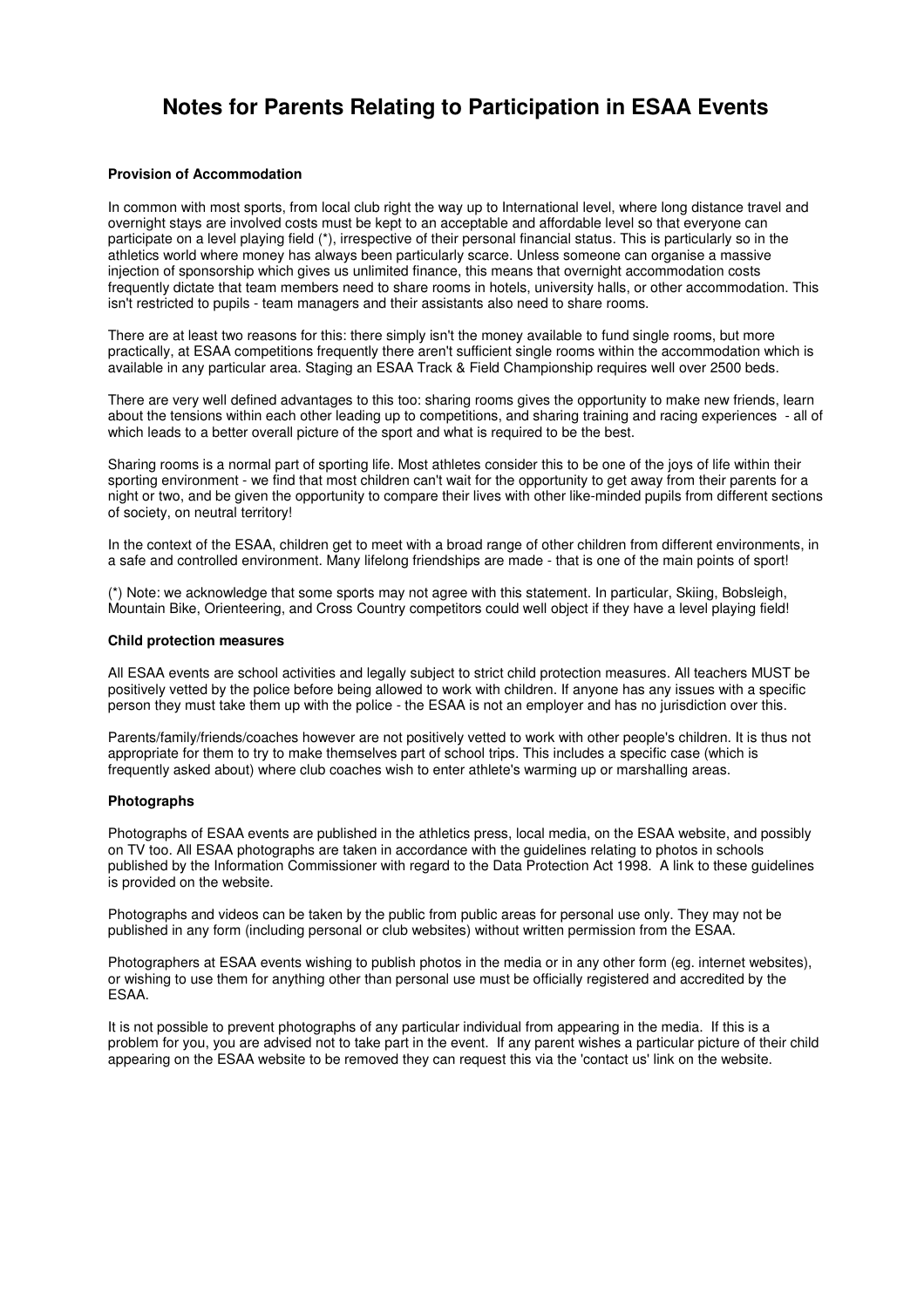# Notes for Parents Relating to Participation in ESAA Events

**Provision of Accommodation**

In common with most sports, from local club right the way up to International level, where long distance travel and overnight stays are involved costs must be kept to an acceptable and affordable level so that everyone can participate on a level playing field (*), irrespective of their personal financial status. This is particularly so in the athletics world where money has always been particularly scarce. Unless someone can organise a massive injection of sponsorship which gives us unlimited finance, this means that overnight accommodation costs frequently dictate that team members need to share rooms in hotels, university halls, or other accommodation. This isn't restricted to pupils - team managers and their assistants also need to share rooms.

There are at least two reasons for this: there simply isn't the money available to fund single rooms, but more practically, at ESAA competitions frequently there aren't sufficient single rooms within the accommodation which is available in any particular area. Staging an ESAA Track & Field Championship requires well over 2500 beds.

There are very well defined advantages to this too: sharing rooms gives the opportunity to make new friends, learn about the tensions within each other leading up to competitions, and sharing training and racing experiences - all of which leads to a better overall picture of the sport and what is required to be the best.

Sharing rooms is a normal part of sporting life. Most athletes consider this to be one of the joys of life within their sporting environment - we find that most children can't wait for the opportunity to get away from their parents for a night or two, and be given the opportunity to compare their lives with other like-minded pupils from different sections of society, on neutral territory!

In the context of the ESAA, children get to meet with a broad range of other children from different environments, in a safe and controlled environment. Many lifelong friendships are made - that is one of the main points of sport!

(*) Note: we acknowledge that some sports may not agree with this statement. In particular, Skiing, Bobsleigh, Mountain Bike, Orienteering, and Cross Country competitors could well object if they have a level playing field!

**Child protection measures**

All ESAA events are school activities and legally subject to strict child protection measures. All teachers MUST be positively vetted by the police before being allowed to work with children. If anyone has any issues with a specific person they must take them up with the police - the ESAA is not an employer and has no jurisdiction over this.

Parents/family/friends/coaches however are not positively vetted to work with other people's children. It is thus not appropriate for them to try to make themselves part of school trips. This includes a specific case (which is frequently asked about) where club coaches wish to enter athlete's warming up or marshalling areas.

**Photographs**

Photographs of ESAA events are published in the athletics press, local media, on the ESAA website, and possibly on TV too. All ESAA photographs are taken in accordance with the guidelines relating to photos in schools published by the Information Commissioner with regard to the Data Protection Act 1998. A link to these guidelines is provided on the website.

Photographs and videos can be taken by the public from public areas for personal use only. They may not be published in any form (including personal or club websites) without written permission from the ESAA.

Photographers at ESAA events wishing to publish photos in the media or in any other form (eg. internet websites), or wishing to use them for anything other than personal use must be officially registered and accredited by the ESAA.

It is not possible to prevent photographs of any particular individual from appearing in the media. If this is a problem for you, you are advised not to take part in the event. If any parent wishes a particular picture of their child appearing on the ESAA website to be removed they can request this via the 'contact us' link on the website.